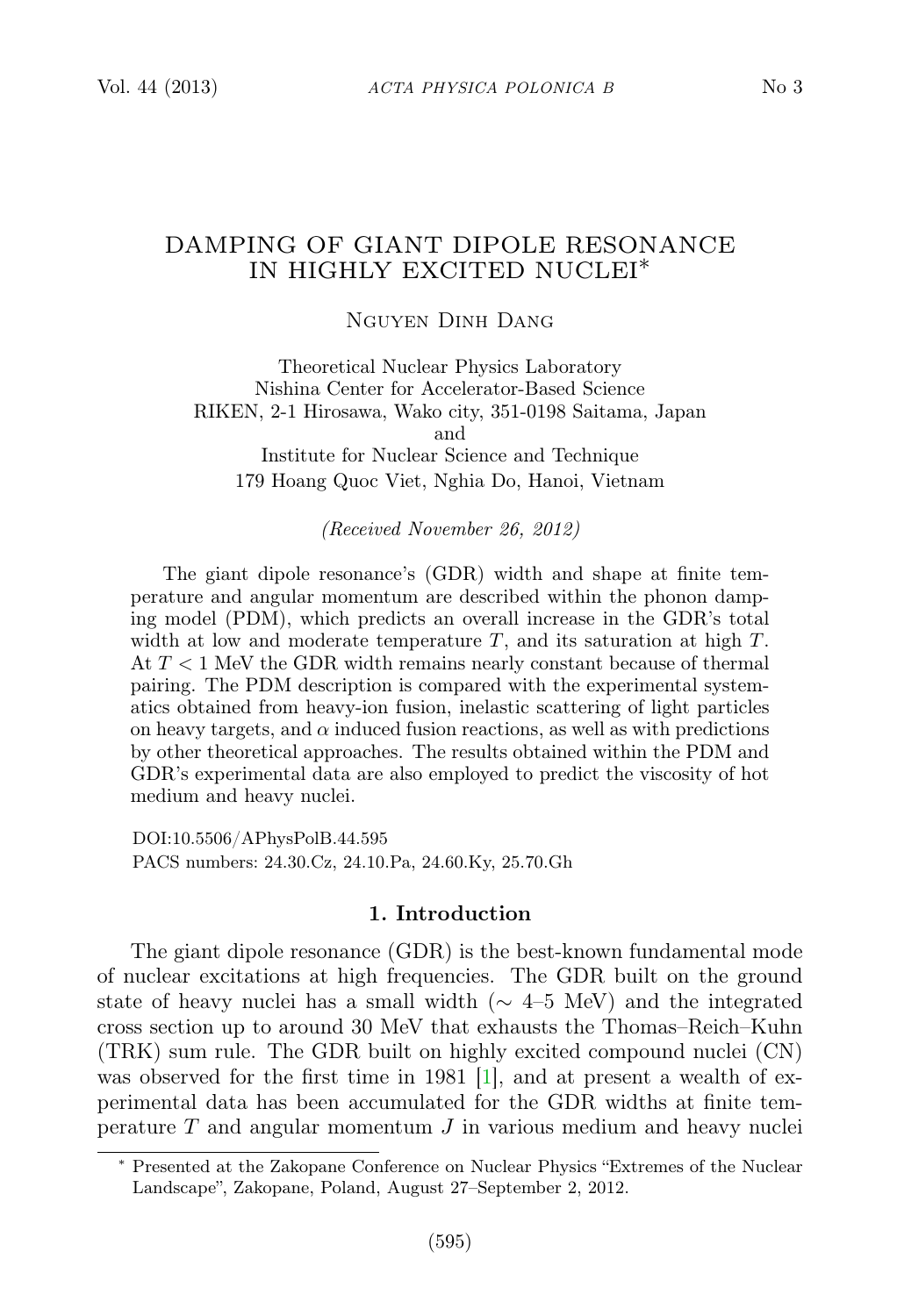# DAMPING OF GIANT DIPOLE RESONANCE IN HIGHLY EXCITED NUCLEI*

Nguyen Dinh Dang

Theoretical Nuclear Physics Laboratory
Nishina Center for Accelerator-Based Science
RIKEN, 2-1 Hirosawa, Wako city, 351-0198 Saitama, Japan
and
Institute for Nuclear Science and Technique
179 Hoang Quoc Viet, Nghia Do, Hanoi, Vietnam

*(Received November 26, 2012)*

The giant dipole resonance's (GDR) width and shape at finite temperature and angular momentum are described within the phonon damping model (PDM), which predicts an overall increase in the GDR's total width at low and moderate temperature $T$, and its saturation at high $T$. At $T < 1$ MeV the GDR width remains nearly constant because of thermal pairing. The PDM description is compared with the experimental systematics obtained from heavy-ion fusion, inelastic scattering of light particles on heavy targets, and $\alpha$ induced fusion reactions, as well as with predictions by other theoretical approaches. The results obtained within the PDM and GDR's experimental data are also employed to predict the viscosity of hot medium and heavy nuclei.

DOI:10.5506/APhysPolB.44.595
PACS numbers: 24.30.Cz, 24.10.Pa, 24.60.Ky, 25.70.Gh

## 1. Introduction

The giant dipole resonance (GDR) is the best-known fundamental mode of nuclear excitations at high frequencies. The GDR built on the ground state of heavy nuclei has a small width ($\sim$ 4–5 MeV) and the integrated cross section up to around 30 MeV that exhausts the Thomas–Reich–Kuhn (TRK) sum rule. The GDR built on highly excited compound nuclei (CN) was observed for the first time in 1981 [1], and at present a wealth of experimental data has been accumulated for the GDR widths at finite temperature $T$ and angular momentum $J$ in various medium and heavy nuclei

* Presented at the Zakopane Conference on Nuclear Physics "Extremes of the Nuclear Landscape", Zakopane, Poland, August 27–September 2, 2012.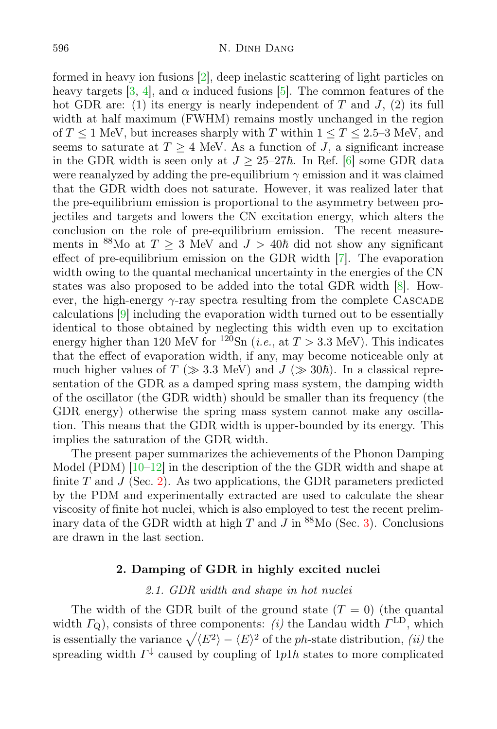formed in heavy ion fusions [2], deep inelastic scattering of light particles on heavy targets [3, 4], and $\alpha$ induced fusions [5]. The common features of the hot GDR are: (1) its energy is nearly independent of $T$ and $J$, (2) its full width at half maximum (FWHM) remains mostly unchanged in the region of $T \leq 1$ MeV, but increases sharply with $T$ within $1 \leq T \leq 2.5$–3 MeV, and seems to saturate at $T \geq 4$ MeV. As a function of $J$, a significant increase in the GDR width is seen only at $J \geq 25$–$27\hbar$. In Ref. [6] some GDR data were reanalyzed by adding the pre-equilibrium $\gamma$ emission and it was claimed that the GDR width does not saturate. However, it was realized later that the pre-equilibrium emission is proportional to the asymmetry between projectiles and targets and lowers the CN excitation energy, which alters the conclusion on the role of pre-equilibrium emission. The recent measurements in $^{88}$Mo at $T \geq 3$ MeV and $J > 40\hbar$ did not show any significant effect of pre-equilibrium emission on the GDR width [7]. The evaporation width owing to the quantal mechanical uncertainty in the energies of the CN states was also proposed to be added into the total GDR width [8]. However, the high-energy $\gamma$-ray spectra resulting from the complete CASCADE calculations [9] including the evaporation width turned out to be essentially identical to those obtained by neglecting this width even up to excitation energy higher than 120 MeV for $^{120}$Sn (*i.e.*, at $T > 3.3$ MeV). This indicates that the effect of evaporation width, if any, may become noticeable only at much higher values of $T$ ($\gg 3.3$ MeV) and $J$ ($\gg 30\hbar$). In a classical representation of the GDR as a damped spring mass system, the damping width of the oscillator (the GDR width) should be smaller than its frequency (the GDR energy) otherwise the spring mass system cannot make any oscillation. This means that the GDR width is upper-bounded by its energy. This implies the saturation of the GDR width.

The present paper summarizes the achievements of the Phonon Damping Model (PDM) [10–12] in the description of the the GDR width and shape at finite $T$ and $J$ (Sec. 2). As two applications, the GDR parameters predicted by the PDM and experimentally extracted are used to calculate the shear viscosity of finite hot nuclei, which is also employed to test the recent preliminary data of the GDR width at high $T$ and $J$ in $^{88}$Mo (Sec. 3). Conclusions are drawn in the last section.

## 2. Damping of GDR in highly excited nuclei

### 2.1. GDR width and shape in hot nuclei

The width of the GDR built of the ground state ($T = 0$) (the quantal width $\Gamma_{\rm Q}$), consists of three components: *(i)* the Landau width $\Gamma^{\rm LD}$, which is essentially the variance $\sqrt{\langle E^2\rangle - \langle E\rangle^2}$ of the *ph*-state distribution, *(ii)* the spreading width $\Gamma^{\downarrow}$ caused by coupling of 1*p*1*h* states to more complicated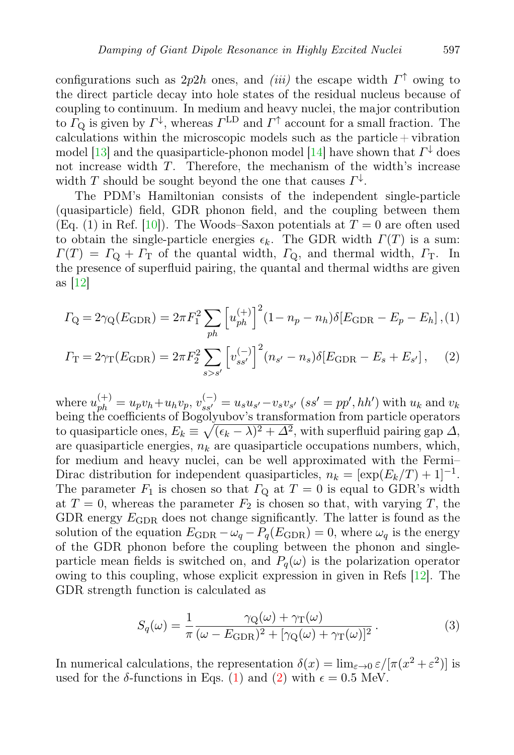configurations such as $2p2h$ ones, and *(iii)* the escape width $\Gamma^{\uparrow}$ owing to the direct particle decay into hole states of the residual nucleus because of coupling to continuum. In medium and heavy nuclei, the major contribution to $\Gamma_{\rm Q}$ is given by $\Gamma^{\downarrow}$, whereas $\Gamma^{\rm LD}$ and $\Gamma^{\uparrow}$ account for a small fraction. The calculations within the microscopic models such as the particle + vibration model [13] and the quasiparticle-phonon model [14] have shown that $\Gamma^{\downarrow}$ does not increase width $T$. Therefore, the mechanism of the width's increase width $T$ should be sought beyond the one that causes $\Gamma^{\downarrow}$.

The PDM's Hamiltonian consists of the independent single-particle (quasiparticle) field, GDR phonon field, and the coupling between them (Eq. (1) in Ref. [10]). The Woods–Saxon potentials at $T = 0$ are often used to obtain the single-particle energies $\epsilon_k$. The GDR width $\Gamma(T)$ is a sum: $\Gamma(T) = \Gamma_{\rm Q} + \Gamma_{\rm T}$ of the quantal width, $\Gamma_{\rm Q}$, and thermal width, $\Gamma_{\rm T}$. In the presence of superfluid pairing, the quantal and thermal widths are given as [12]

$$\Gamma_{\rm Q} = 2\gamma_{\rm Q}(E_{\rm GDR}) = 2\pi F_1^2 \sum_{ph} \left[u_{ph}^{(+)}\right]^2 (1 - n_p - n_h)\delta[E_{\rm GDR} - E_p - E_h]\,, \quad (1)$$

$$\Gamma_{\rm T} = 2\gamma_{\rm T}(E_{\rm GDR}) = 2\pi F_2^2 \sum_{s>s'} \left[v_{ss'}^{(-)}\right]^2 (n_{s'} - n_s)\delta[E_{\rm GDR} - E_s + E_{s'}]\,, \quad (2)$$

where $u_{ph}^{(+)} = u_p v_h + u_h v_p$, $v_{ss'}^{(-)} = u_s u_{s'} - v_s v_{s'}$ ($ss' = pp', hh'$) with $u_k$ and $v_k$ being the coefficients of Bogolyubov's transformation from particle operators to quasiparticle ones, $E_k \equiv \sqrt{(\epsilon_k - \lambda)^2 + \Delta^2}$, with superfluid pairing gap $\Delta$, are quasiparticle energies, $n_k$ are quasiparticle occupations numbers, which, for medium and heavy nuclei, can be well approximated with the Fermi–Dirac distribution for independent quasiparticles, $n_k = [\exp(E_k/T) + 1]^{-1}$. The parameter $F_1$ is chosen so that $\Gamma_{\rm Q}$ at $T = 0$ is equal to GDR's width at $T = 0$, whereas the parameter $F_2$ is chosen so that, with varying $T$, the GDR energy $E_{\rm GDR}$ does not change significantly. The latter is found as the solution of the equation $E_{\rm GDR} - \omega_q - P_q(E_{\rm GDR}) = 0$, where $\omega_q$ is the energy of the GDR phonon before the coupling between the phonon and single-particle mean fields is switched on, and $P_q(\omega)$ is the polarization operator owing to this coupling, whose explicit expression in given in Refs [12]. The GDR strength function is calculated as

$$S_q(\omega) = \frac{1}{\pi} \frac{\gamma_{\rm Q}(\omega) + \gamma_{\rm T}(\omega)}{(\omega - E_{\rm GDR})^2 + [\gamma_{\rm Q}(\omega) + \gamma_{\rm T}(\omega)]^2}\,. \quad (3)$$

In numerical calculations, the representation $\delta(x) = \lim_{\varepsilon\to 0} \varepsilon/[\pi(x^2 + \varepsilon^2)]$ is used for the $\delta$-functions in Eqs. (1) and (2) with $\epsilon = 0.5$ MeV.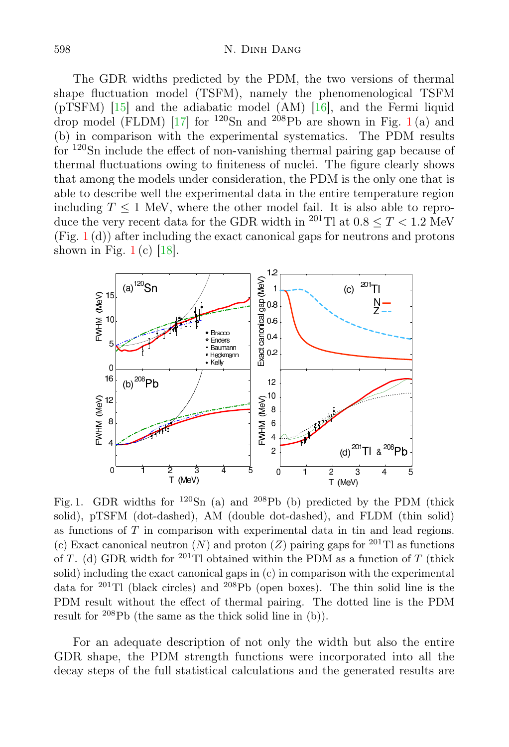The GDR widths predicted by the PDM, the two versions of thermal shape fluctuation model (TSFM), namely the phenomenological TSFM (pTSFM) [15] and the adiabatic model (AM) [16], and the Fermi liquid drop model (FLDM) [17] for $^{120}$Sn and $^{208}$Pb are shown in Fig. 1 (a) and (b) in comparison with the experimental systematics. The PDM results for $^{120}$Sn include the effect of non-vanishing thermal pairing gap because of thermal fluctuations owing to finiteness of nuclei. The figure clearly shows that among the models under consideration, the PDM is the only one that is able to describe well the experimental data in the entire temperature region including $T \leq 1$ MeV, where the other model fail. It is also able to reproduce the very recent data for the GDR width in $^{201}$Tl at $0.8 \leq T < 1.2$ MeV (Fig. 1 (d)) after including the exact canonical gaps for neutrons and protons shown in Fig. 1 (c) [18].

Fig. 1. GDR widths for $^{120}$Sn (a) and $^{208}$Pb (b) predicted by the PDM (thick solid), pTSFM (dot-dashed), AM (double dot-dashed), and FLDM (thin solid) as functions of $T$ in comparison with experimental data in tin and lead regions. (c) Exact canonical neutron ($N$) and proton ($Z$) pairing gaps for $^{201}$Tl as functions of $T$. (d) GDR width for $^{201}$Tl obtained within the PDM as a function of $T$ (thick solid) including the exact canonical gaps in (c) in comparison with the experimental data for $^{201}$Tl (black circles) and $^{208}$Pb (open boxes). The thin solid line is the PDM result without the effect of thermal pairing. The dotted line is the PDM result for $^{208}$Pb (the same as the thick solid line in (b)).

For an adequate description of not only the width but also the entire GDR shape, the PDM strength functions were incorporated into all the decay steps of the full statistical calculations and the generated results are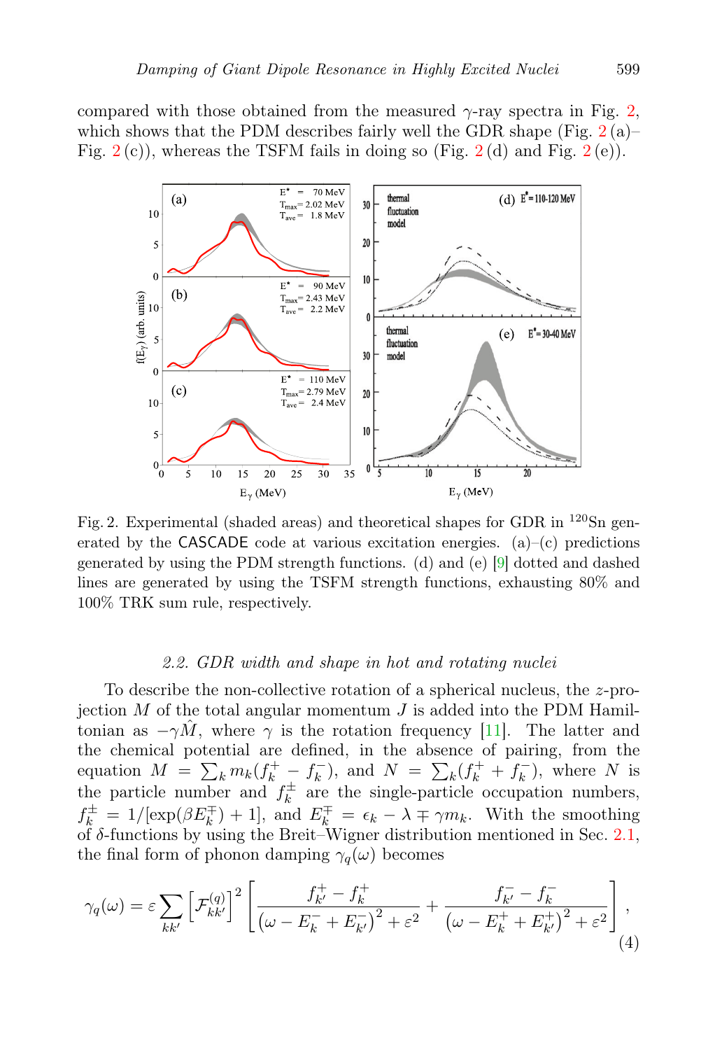compared with those obtained from the measured $\gamma$-ray spectra in Fig. 2, which shows that the PDM describes fairly well the GDR shape (Fig. 2 (a)–Fig. 2 (c)), whereas the TSFM fails in doing so (Fig. 2 (d) and Fig. 2 (e)).

Fig. 2. Experimental (shaded areas) and theoretical shapes for GDR in $^{120}$Sn generated by the CASCADE code at various excitation energies. (a)–(c) predictions generated by using the PDM strength functions. (d) and (e) [9] dotted and dashed lines are generated by using the TSFM strength functions, exhausting 80% and 100% TRK sum rule, respectively.

### 2.2. GDR width and shape in hot and rotating nuclei

To describe the non-collective rotation of a spherical nucleus, the $z$-projection $M$ of the total angular momentum $J$ is added into the PDM Hamiltonian as $-\gamma\hat{M}$, where $\gamma$ is the rotation frequency [11]. The latter and the chemical potential are defined, in the absence of pairing, from the equation $M = \sum_k m_k(f_k^+ - f_k^-)$, and $N = \sum_k(f_k^+ + f_k^-)$, where $N$ is the particle number and $f_k^{\pm}$ are the single-particle occupation numbers, $f_k^{\pm} = 1/[\exp(\beta E_k^{\mp}) + 1]$, and $E_k^{\mp} = \epsilon_k - \lambda \mp \gamma m_k$. With the smoothing of $\delta$-functions by using the Breit–Wigner distribution mentioned in Sec. 2.1, the final form of phonon damping $\gamma_q(\omega)$ becomes

$$\gamma_q(\omega) = \varepsilon \sum_{kk'} \left[\mathcal{F}_{kk'}^{(q)}\right]^2 \left[\frac{f_{k'}^+ - f_k^+}{\left(\omega - E_k^- + E_{k'}^-\right)^2 + \varepsilon^2} + \frac{f_{k'}^- - f_k^-}{\left(\omega - E_k^+ + E_{k'}^+\right)^2 + \varepsilon^2}\right], \tag{4}$$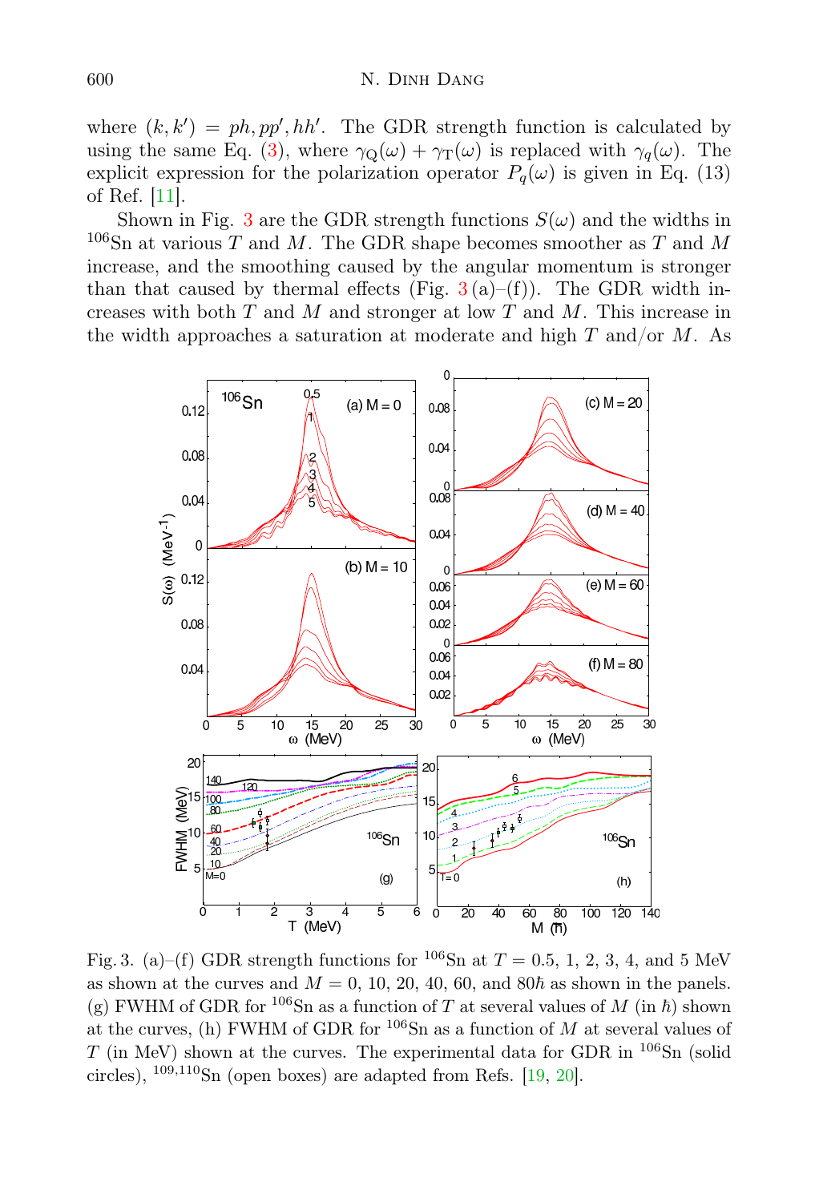where $(k,k') = ph, pp', hh'$. The GDR strength function is calculated by using the same Eq. (3), where $\gamma_Q(\omega) + \gamma_T(\omega)$ is replaced with $\gamma_q(\omega)$. The explicit expression for the polarization operator $P_q(\omega)$ is given in Eq. (13) of Ref. [11].

Shown in Fig. 3 are the GDR strength functions $S(\omega)$ and the widths in $^{106}$Sn at various $T$ and $M$. The GDR shape becomes smoother as $T$ and $M$ increase, and the smoothing caused by the angular momentum is stronger than that caused by thermal effects (Fig. 3 (a)–(f)). The GDR width increases with both $T$ and $M$ and stronger at low $T$ and $M$. This increase in the width approaches a saturation at moderate and high $T$ and/or $M$. As

Fig. 3. (a)–(f) GDR strength functions for $^{106}$Sn at $T = 0.5$, 1, 2, 3, 4, and 5 MeV as shown at the curves and $M = 0$, 10, 20, 40, 60, and $80\hbar$ as shown in the panels. (g) FWHM of GDR for $^{106}$Sn as a function of $T$ at several values of $M$ (in $\hbar$) shown at the curves, (h) FWHM of GDR for $^{106}$Sn as a function of $M$ at several values of $T$ (in MeV) shown at the curves. The experimental data for GDR in $^{106}$Sn (solid circles), $^{109,110}$Sn (open boxes) are adapted from Refs. [19, 20].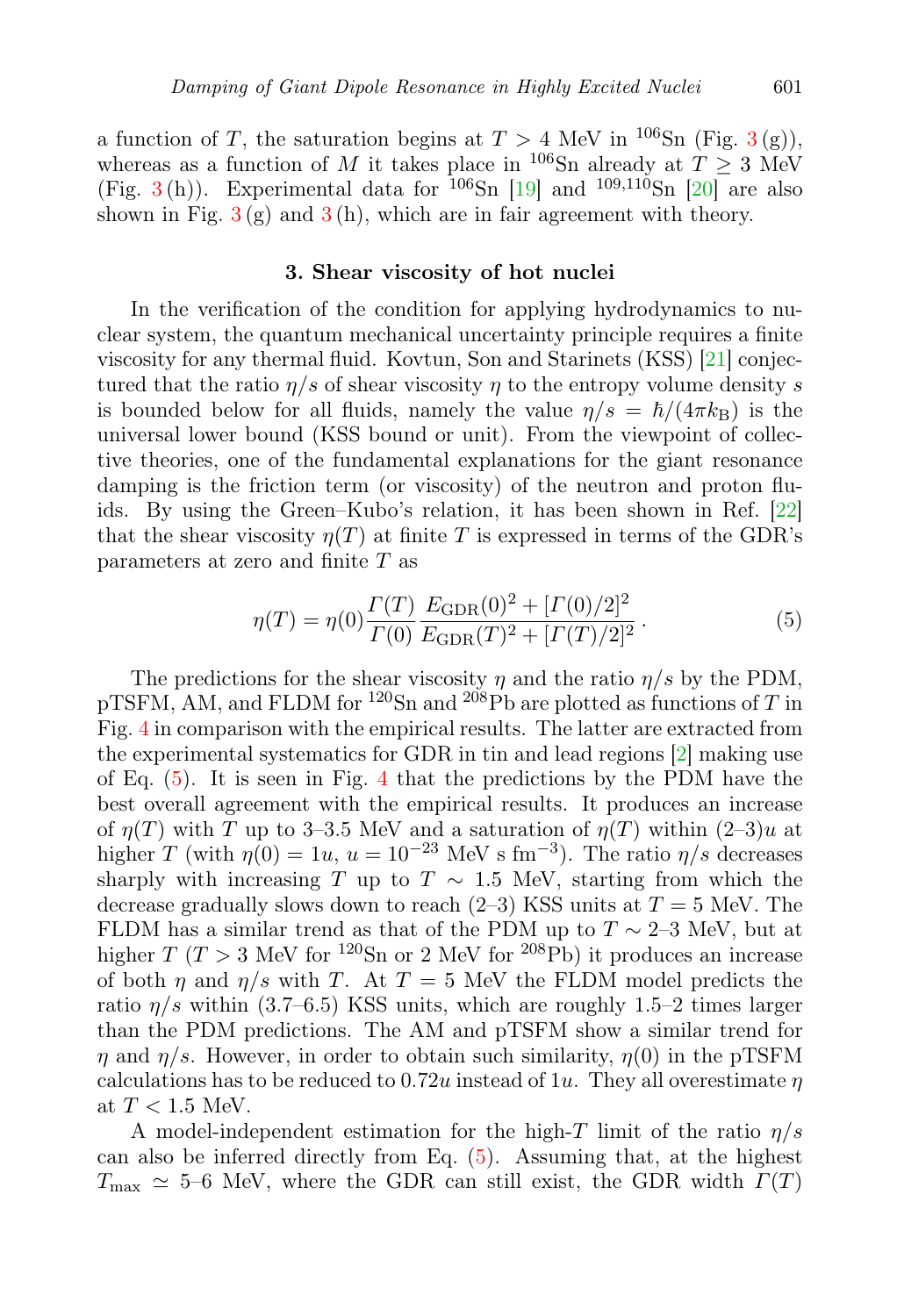a function of $T$, the saturation begins at $T > 4$ MeV in $^{106}$Sn (Fig. 3 (g)), whereas as a function of $M$ it takes place in $^{106}$Sn already at $T \geq 3$ MeV (Fig. 3 (h)). Experimental data for $^{106}$Sn [19] and $^{109,110}$Sn [20] are also shown in Fig. 3 (g) and 3 (h), which are in fair agreement with theory.

## 3. Shear viscosity of hot nuclei

In the verification of the condition for applying hydrodynamics to nuclear system, the quantum mechanical uncertainty principle requires a finite viscosity for any thermal fluid. Kovtun, Son and Starinets (KSS) [21] conjectured that the ratio $\eta/s$ of shear viscosity $\eta$ to the entropy volume density $s$ is bounded below for all fluids, namely the value $\eta/s = \hbar/(4\pi k_{\rm B})$ is the universal lower bound (KSS bound or unit). From the viewpoint of collective theories, one of the fundamental explanations for the giant resonance damping is the friction term (or viscosity) of the neutron and proton fluids. By using the Green–Kubo's relation, it has been shown in Ref. [22] that the shear viscosity $\eta(T)$ at finite $T$ is expressed in terms of the GDR's parameters at zero and finite $T$ as

$$\eta(T) = \eta(0)\frac{\Gamma(T)}{\Gamma(0)}\frac{E_{\rm GDR}(0)^2 + [\Gamma(0)/2]^2}{E_{\rm GDR}(T)^2 + [\Gamma(T)/2]^2}\,. \tag{5}$$

The predictions for the shear viscosity $\eta$ and the ratio $\eta/s$ by the PDM, pTSFM, AM, and FLDM for $^{120}$Sn and $^{208}$Pb are plotted as functions of $T$ in Fig. 4 in comparison with the empirical results. The latter are extracted from the experimental systematics for GDR in tin and lead regions [2] making use of Eq. (5). It is seen in Fig. 4 that the predictions by the PDM have the best overall agreement with the empirical results. It produces an increase of $\eta(T)$ with $T$ up to 3–3.5 MeV and a saturation of $\eta(T)$ within (2–3)$u$ at higher $T$ (with $\eta(0) = 1u$, $u = 10^{-23}$ MeV s fm$^{-3}$). The ratio $\eta/s$ decreases sharply with increasing $T$ up to $T \sim 1.5$ MeV, starting from which the decrease gradually slows down to reach (2–3) KSS units at $T = 5$ MeV. The FLDM has a similar trend as that of the PDM up to $T \sim 2$–3 MeV, but at higher $T$ ($T > 3$ MeV for $^{120}$Sn or 2 MeV for $^{208}$Pb) it produces an increase of both $\eta$ and $\eta/s$ with $T$. At $T = 5$ MeV the FLDM model predicts the ratio $\eta/s$ within (3.7–6.5) KSS units, which are roughly 1.5–2 times larger than the PDM predictions. The AM and pTSFM show a similar trend for $\eta$ and $\eta/s$. However, in order to obtain such similarity, $\eta(0)$ in the pTSFM calculations has to be reduced to $0.72u$ instead of $1u$. They all overestimate $\eta$ at $T < 1.5$ MeV.

A model-independent estimation for the high-$T$ limit of the ratio $\eta/s$ can also be inferred directly from Eq. (5). Assuming that, at the highest $T_{\rm max} \simeq 5$–6 MeV, where the GDR can still exist, the GDR width $\Gamma(T)$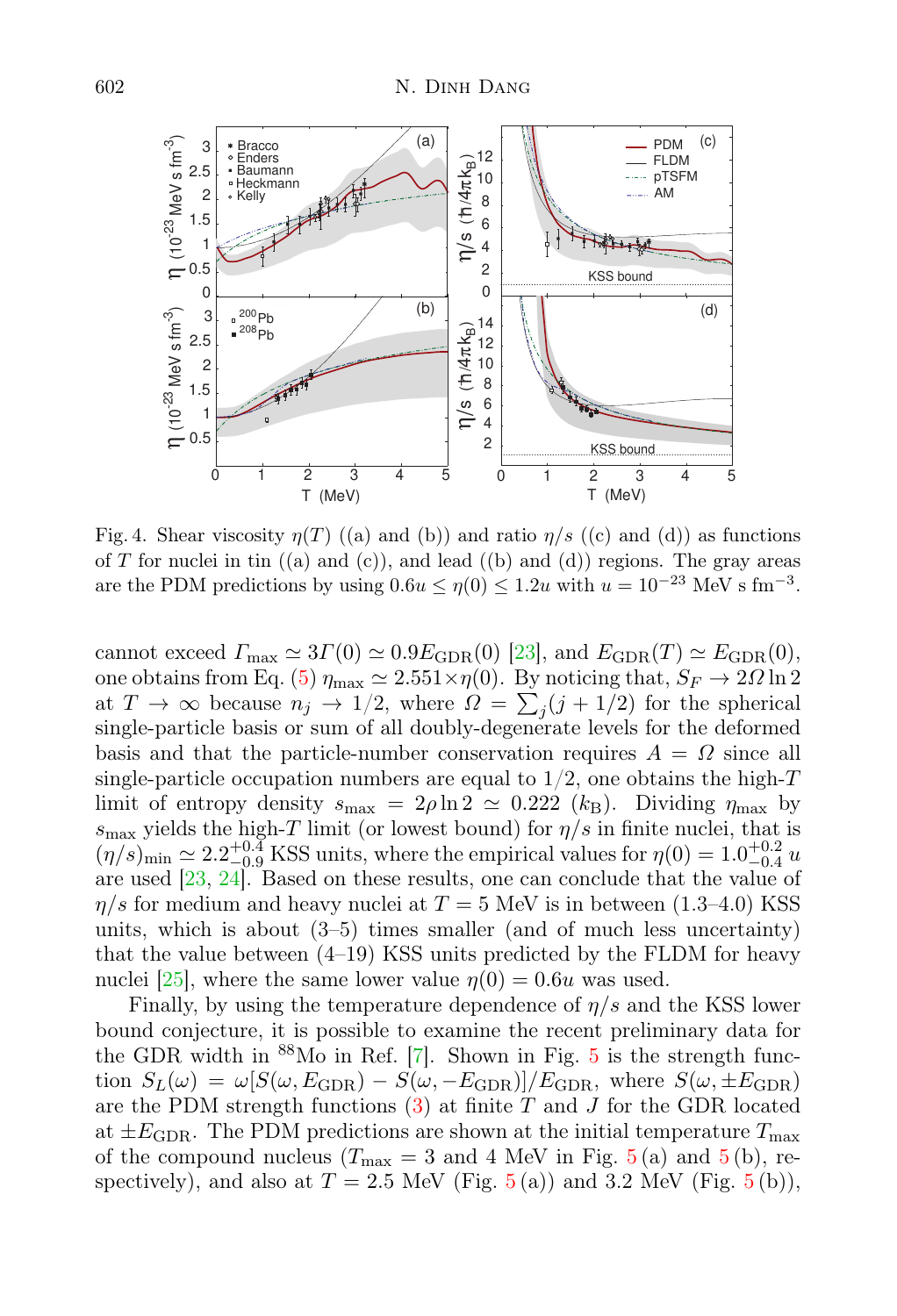Fig. 4. Shear viscosity $\eta(T)$ ((a) and (b)) and ratio $\eta/s$ ((c) and (d)) as functions of $T$ for nuclei in tin ((a) and (c)), and lead ((b) and (d)) regions. The gray areas are the PDM predictions by using $0.6u \leq \eta(0) \leq 1.2u$ with $u = 10^{-23}$ MeV s fm$^{-3}$.

cannot exceed $\Gamma_{\rm max} \simeq 3\Gamma(0) \simeq 0.9E_{\rm GDR}(0)$ [23], and $E_{\rm GDR}(T) \simeq E_{\rm GDR}(0)$, one obtains from Eq. (5) $\eta_{\rm max} \simeq 2.551\times\eta(0)$. By noticing that, $S_F \to 2\Omega\ln 2$ at $T \to \infty$ because $n_j \to 1/2$, where $\Omega = \sum_j(j+1/2)$ for the spherical single-particle basis or sum of all doubly-degenerate levels for the deformed basis and that the particle-number conservation requires $A = \Omega$ since all single-particle occupation numbers are equal to $1/2$, one obtains the high-$T$ limit of entropy density $s_{\rm max} = 2\rho\ln 2 \simeq 0.222$ ($k_{\rm B}$). Dividing $\eta_{\rm max}$ by $s_{\rm max}$ yields the high-$T$ limit (or lowest bound) for $\eta/s$ in finite nuclei, that is $(\eta/s)_{\rm min} \simeq 2.2^{+0.4}_{-0.9}$ KSS units, where the empirical values for $\eta(0) = 1.0^{+0.2}_{-0.4}\,u$ are used [23, 24]. Based on these results, one can conclude that the value of $\eta/s$ for medium and heavy nuclei at $T = 5$ MeV is in between (1.3–4.0) KSS units, which is about (3–5) times smaller (and of much less uncertainty) that the value between (4–19) KSS units predicted by the FLDM for heavy nuclei [25], where the same lower value $\eta(0) = 0.6u$ was used.

Finally, by using the temperature dependence of $\eta/s$ and the KSS lower bound conjecture, it is possible to examine the recent preliminary data for the GDR width in $^{88}$Mo in Ref. [7]. Shown in Fig. 5 is the strength function $S_L(\omega) = \omega[S(\omega,E_{\rm GDR}) - S(\omega,-E_{\rm GDR})]/E_{\rm GDR}$, where $S(\omega,\pm E_{\rm GDR})$ are the PDM strength functions (3) at finite $T$ and $J$ for the GDR located at $\pm E_{\rm GDR}$. The PDM predictions are shown at the initial temperature $T_{\rm max}$ of the compound nucleus ($T_{\rm max} = 3$ and 4 MeV in Fig. 5 (a) and 5 (b), respectively), and also at $T = 2.5$ MeV (Fig. 5 (a)) and 3.2 MeV (Fig. 5 (b)),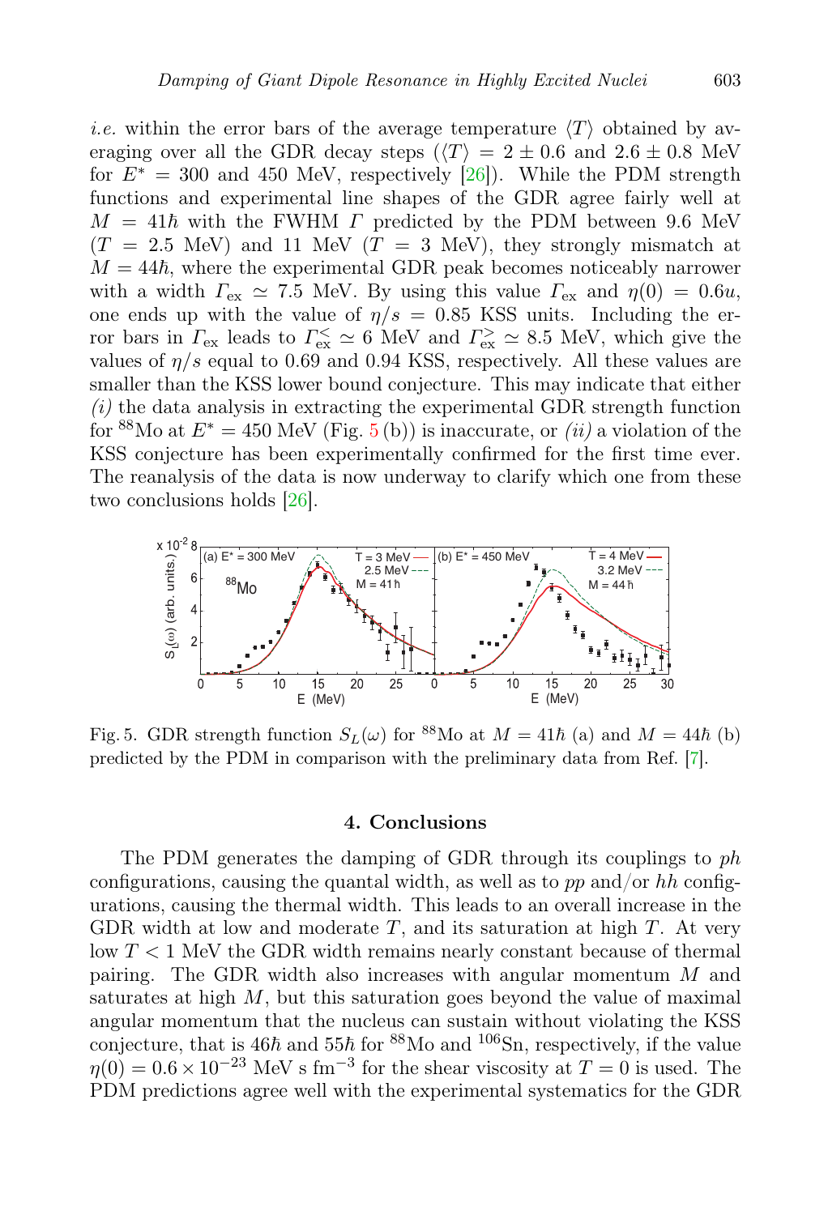*i.e.* within the error bars of the average temperature $\langle T \rangle$ obtained by averaging over all the GDR decay steps ($\langle T \rangle = 2 \pm 0.6$ and $2.6 \pm 0.8$ MeV for $E^* = 300$ and 450 MeV, respectively [26]). While the PDM strength functions and experimental line shapes of the GDR agree fairly well at $M = 41\hbar$ with the FWHM $\Gamma$ predicted by the PDM between 9.6 MeV ($T = 2.5$ MeV) and 11 MeV ($T = 3$ MeV), they strongly mismatch at $M = 44\hbar$, where the experimental GDR peak becomes noticeably narrower with a width $\Gamma_{\rm ex} \simeq 7.5$ MeV. By using this value $\Gamma_{\rm ex}$ and $\eta(0) = 0.6u$, one ends up with the value of $\eta/s = 0.85$ KSS units. Including the error bars in $\Gamma_{\rm ex}$ leads to $\Gamma_{\rm ex}^{<} \simeq 6$ MeV and $\Gamma_{\rm ex}^{>} \simeq 8.5$ MeV, which give the values of $\eta/s$ equal to 0.69 and 0.94 KSS, respectively. All these values are smaller than the KSS lower bound conjecture. This may indicate that either *(i)* the data analysis in extracting the experimental GDR strength function for $^{88}$Mo at $E^* = 450$ MeV (Fig. 5 (b)) is inaccurate, or *(ii)* a violation of the KSS conjecture has been experimentally confirmed for the first time ever. The reanalysis of the data is now underway to clarify which one from these two conclusions holds [26].

Fig. 5. GDR strength function $S_L(\omega)$ for $^{88}$Mo at $M = 41\hbar$ (a) and $M = 44\hbar$ (b) predicted by the PDM in comparison with the preliminary data from Ref. [7].

## 4. Conclusions

The PDM generates the damping of GDR through its couplings to *ph* configurations, causing the quantal width, as well as to *pp* and/or *hh* configurations, causing the thermal width. This leads to an overall increase in the GDR width at low and moderate $T$, and its saturation at high $T$. At very low $T < 1$ MeV the GDR width remains nearly constant because of thermal pairing. The GDR width also increases with angular momentum $M$ and saturates at high $M$, but this saturation goes beyond the value of maximal angular momentum that the nucleus can sustain without violating the KSS conjecture, that is $46\hbar$ and $55\hbar$ for $^{88}$Mo and $^{106}$Sn, respectively, if the value $\eta(0) = 0.6 \times 10^{-23}$ MeV s fm$^{-3}$ for the shear viscosity at $T = 0$ is used. The PDM predictions agree well with the experimental systematics for the GDR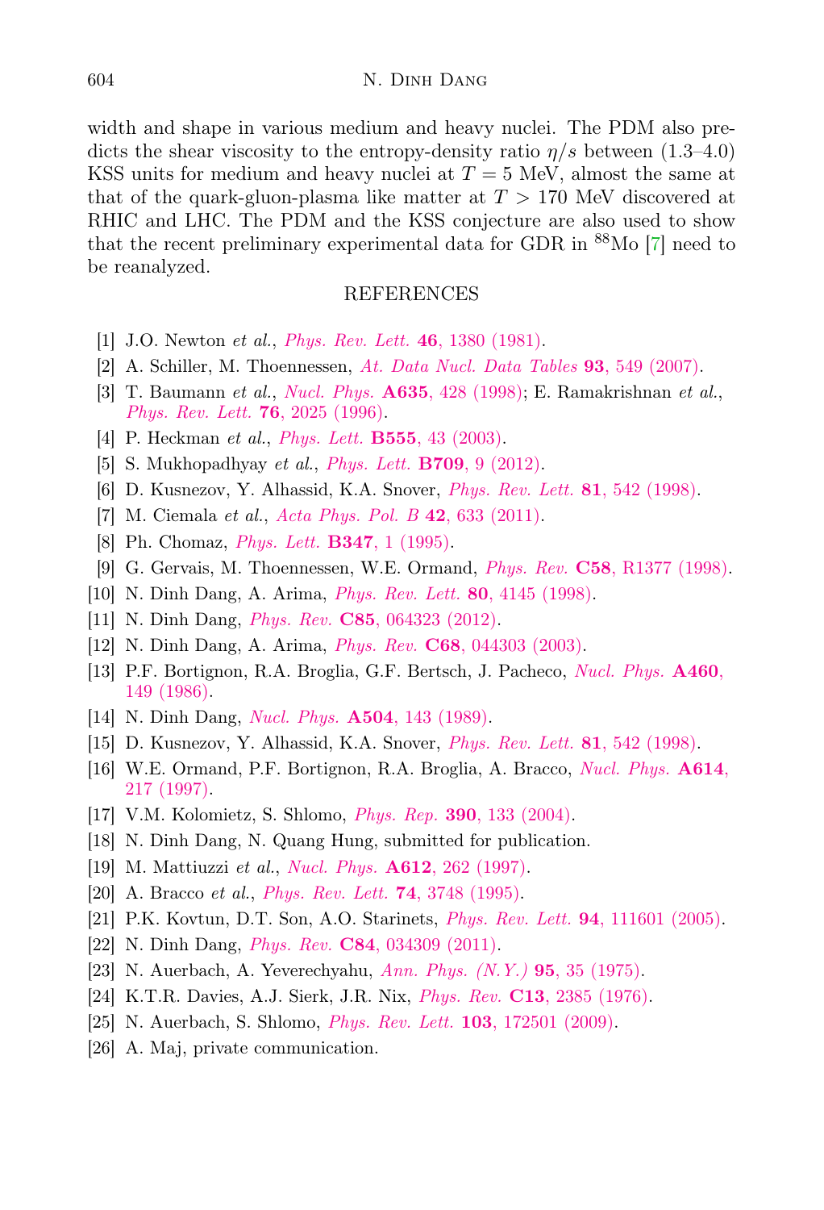width and shape in various medium and heavy nuclei. The PDM also predicts the shear viscosity to the entropy-density ratio $\eta/s$ between (1.3–4.0) KSS units for medium and heavy nuclei at $T = 5$ MeV, almost the same at that of the quark-gluon-plasma like matter at $T > 170$ MeV discovered at RHIC and LHC. The PDM and the KSS conjecture are also used to show that the recent preliminary experimental data for GDR in $^{88}$Mo [7] need to be reanalyzed.

## REFERENCES

[1] J.O. Newton *et al.*, *Phys. Rev. Lett.* **46**, 1380 (1981).

[2] A. Schiller, M. Thoennessen, *At. Data Nucl. Data Tables* **93**, 549 (2007).

[3] T. Baumann *et al.*, *Nucl. Phys.* **A635**, 428 (1998); E. Ramakrishnan *et al.*, *Phys. Rev. Lett.* **76**, 2025 (1996).

[4] P. Heckman *et al.*, *Phys. Lett.* **B555**, 43 (2003).

[5] S. Mukhopadhyay *et al.*, *Phys. Lett.* **B709**, 9 (2012).

[6] D. Kusnezov, Y. Alhassid, K.A. Snover, *Phys. Rev. Lett.* **81**, 542 (1998).

[7] M. Ciemala *et al.*, *Acta Phys. Pol. B* **42**, 633 (2011).

[8] Ph. Chomaz, *Phys. Lett.* **B347**, 1 (1995).

[9] G. Gervais, M. Thoennessen, W.E. Ormand, *Phys. Rev.* **C58**, R1377 (1998).

[10] N. Dinh Dang, A. Arima, *Phys. Rev. Lett.* **80**, 4145 (1998).

[11] N. Dinh Dang, *Phys. Rev.* **C85**, 064323 (2012).

[12] N. Dinh Dang, A. Arima, *Phys. Rev.* **C68**, 044303 (2003).

[13] P.F. Bortignon, R.A. Broglia, G.F. Bertsch, J. Pacheco, *Nucl. Phys.* **A460**, 149 (1986).

[14] N. Dinh Dang, *Nucl. Phys.* **A504**, 143 (1989).

[15] D. Kusnezov, Y. Alhassid, K.A. Snover, *Phys. Rev. Lett.* **81**, 542 (1998).

[16] W.E. Ormand, P.F. Bortignon, R.A. Broglia, A. Bracco, *Nucl. Phys.* **A614**, 217 (1997).

[17] V.M. Kolomietz, S. Shlomo, *Phys. Rep.* **390**, 133 (2004).

[18] N. Dinh Dang, N. Quang Hung, submitted for publication.

[19] M. Mattiuzzi *et al.*, *Nucl. Phys.* **A612**, 262 (1997).

[20] A. Bracco *et al.*, *Phys. Rev. Lett.* **74**, 3748 (1995).

[21] P.K. Kovtun, D.T. Son, A.O. Starinets, *Phys. Rev. Lett.* **94**, 111601 (2005).

[22] N. Dinh Dang, *Phys. Rev.* **C84**, 034309 (2011).

[23] N. Auerbach, A. Yeverechyahu, *Ann. Phys. (N.Y.)* **95**, 35 (1975).

[24] K.T.R. Davies, A.J. Sierk, J.R. Nix, *Phys. Rev.* **C13**, 2385 (1976).

[25] N. Auerbach, S. Shlomo, *Phys. Rev. Lett.* **103**, 172501 (2009).

[26] A. Maj, private communication.